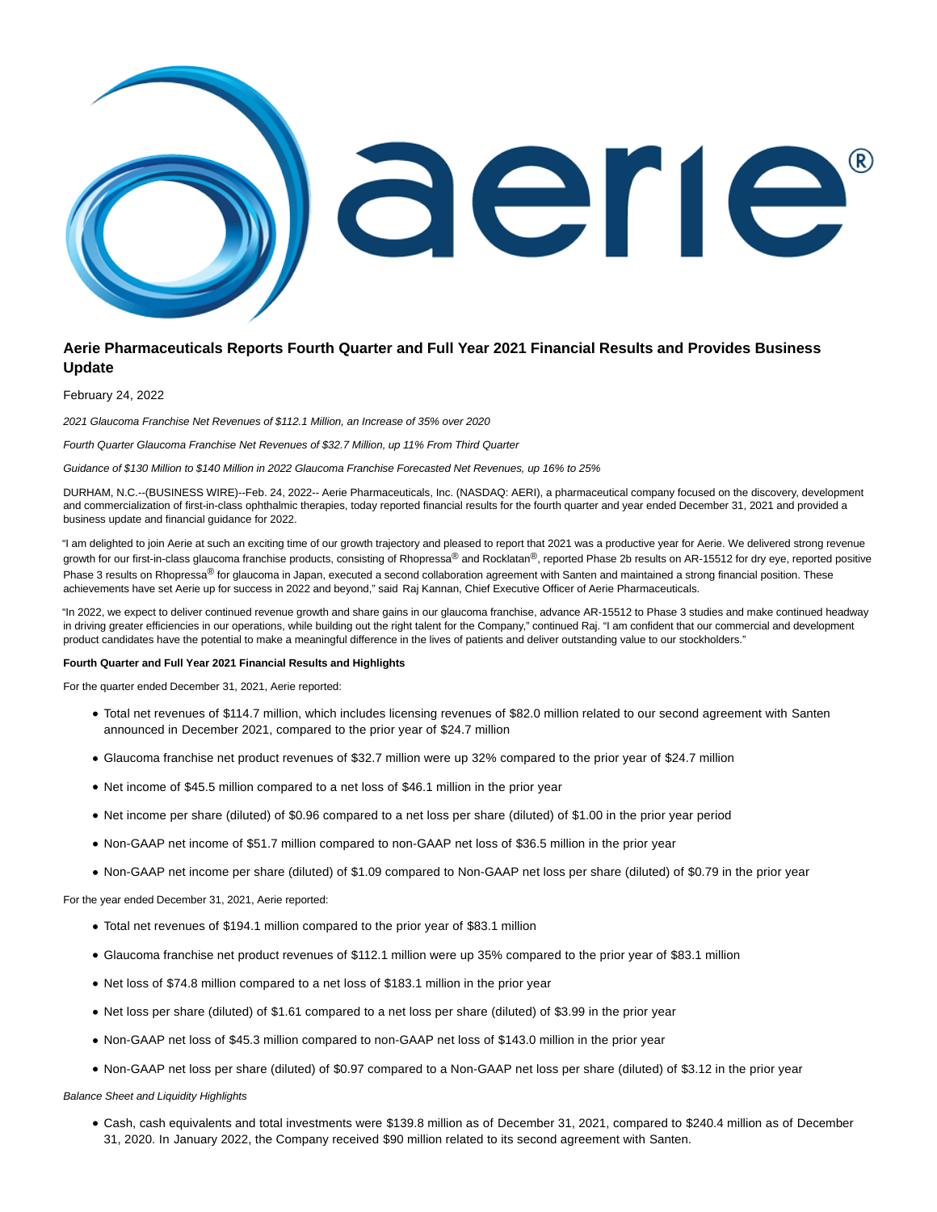# Aerie Pharmaceuticals Reports Fourth Quarter and Full Year 2021 Financial Results and Provides Business Update

February 24, 2022

*2021 Glaucoma Franchise Net Revenues of $112.1 Million, an Increase of 35% over 2020*

*Fourth Quarter Glaucoma Franchise Net Revenues of $32.7 Million, up 11% From Third Quarter*

*Guidance of $130 Million to $140 Million in 2022 Glaucoma Franchise Forecasted Net Revenues, up 16% to 25%*

DURHAM, N.C.--(BUSINESS WIRE)--Feb. 24, 2022-- Aerie Pharmaceuticals, Inc. (NASDAQ: AERI), a pharmaceutical company focused on the discovery, development and commercialization of first-in-class ophthalmic therapies, today reported financial results for the fourth quarter and year ended December 31, 2021 and provided a business update and financial guidance for 2022.

"I am delighted to join Aerie at such an exciting time of our growth trajectory and pleased to report that 2021 was a productive year for Aerie. We delivered strong revenue growth for our first-in-class glaucoma franchise products, consisting of Rhopressa® and Rocklatan®, reported Phase 2b results on AR-15512 for dry eye, reported positive Phase 3 results on Rhopressa® for glaucoma in Japan, executed a second collaboration agreement with Santen and maintained a strong financial position. These achievements have set Aerie up for success in 2022 and beyond," said Raj Kannan, Chief Executive Officer of Aerie Pharmaceuticals.

"In 2022, we expect to deliver continued revenue growth and share gains in our glaucoma franchise, advance AR-15512 to Phase 3 studies and make continued headway in driving greater efficiencies in our operations, while building out the right talent for the Company," continued Raj. "I am confident that our commercial and development product candidates have the potential to make a meaningful difference in the lives of patients and deliver outstanding value to our stockholders."

**Fourth Quarter and Full Year 2021 Financial Results and Highlights**

For the quarter ended December 31, 2021, Aerie reported:

- Total net revenues of $114.7 million, which includes licensing revenues of $82.0 million related to our second agreement with Santen announced in December 2021, compared to the prior year of $24.7 million
- Glaucoma franchise net product revenues of $32.7 million were up 32% compared to the prior year of $24.7 million
- Net income of $45.5 million compared to a net loss of $46.1 million in the prior year
- Net income per share (diluted) of $0.96 compared to a net loss per share (diluted) of $1.00 in the prior year period
- Non-GAAP net income of $51.7 million compared to non-GAAP net loss of $36.5 million in the prior year
- Non-GAAP net income per share (diluted) of $1.09 compared to Non-GAAP net loss per share (diluted) of $0.79 in the prior year

For the year ended December 31, 2021, Aerie reported:

- Total net revenues of $194.1 million compared to the prior year of $83.1 million
- Glaucoma franchise net product revenues of $112.1 million were up 35% compared to the prior year of $83.1 million
- Net loss of $74.8 million compared to a net loss of $183.1 million in the prior year
- Net loss per share (diluted) of $1.61 compared to a net loss per share (diluted) of $3.99 in the prior year
- Non-GAAP net loss of $45.3 million compared to non-GAAP net loss of $143.0 million in the prior year
- Non-GAAP net loss per share (diluted) of $0.97 compared to a Non-GAAP net loss per share (diluted) of $3.12 in the prior year

*Balance Sheet and Liquidity Highlights*

- Cash, cash equivalents and total investments were $139.8 million as of December 31, 2021, compared to $240.4 million as of December 31, 2020. In January 2022, the Company received $90 million related to its second agreement with Santen.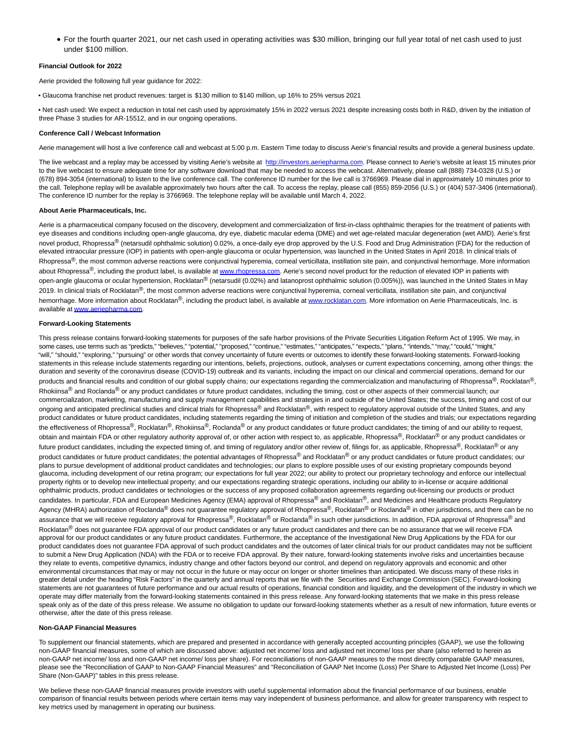- For the fourth quarter 2021, our net cash used in operating activities was $30 million, bringing our full year total of net cash used to just under $100 million.

**Financial Outlook for 2022**

Aerie provided the following full year guidance for 2022:

• Glaucoma franchise net product revenues: target is $130 million to $140 million, up 16% to 25% versus 2021

• Net cash used: We expect a reduction in total net cash used by approximately 15% in 2022 versus 2021 despite increasing costs both in R&D, driven by the initiation of three Phase 3 studies for AR-15512, and in our ongoing operations.

**Conference Call / Webcast Information**

Aerie management will host a live conference call and webcast at 5:00 p.m. Eastern Time today to discuss Aerie's financial results and provide a general business update.

The live webcast and a replay may be accessed by visiting Aerie's website at [http://investors.aeriepharma.com](http://investors.aeriepharma.com). Please connect to Aerie's website at least 15 minutes prior to the live webcast to ensure adequate time for any software download that may be needed to access the webcast. Alternatively, please call (888) 734-0328 (U.S.) or (678) 894-3054 (international) to listen to the live conference call. The conference ID number for the live call is 3766969. Please dial in approximately 10 minutes prior to the call. Telephone replay will be available approximately two hours after the call. To access the replay, please call (855) 859-2056 (U.S.) or (404) 537-3406 (international). The conference ID number for the replay is 3766969. The telephone replay will be available until March 4, 2022.

**About Aerie Pharmaceuticals, Inc.**

Aerie is a pharmaceutical company focused on the discovery, development and commercialization of first-in-class ophthalmic therapies for the treatment of patients with eye diseases and conditions including open-angle glaucoma, dry eye, diabetic macular edema (DME) and wet age-related macular degeneration (wet AMD). Aerie's first novel product, Rhopressa® (netarsudil ophthalmic solution) 0.02%, a once-daily eye drop approved by the U.S. Food and Drug Administration (FDA) for the reduction of elevated intraocular pressure (IOP) in patients with open-angle glaucoma or ocular hypertension, was launched in the United States in April 2018. In clinical trials of Rhopressa®, the most common adverse reactions were conjunctival hyperemia, corneal verticillata, instillation site pain, and conjunctival hemorrhage. More information about Rhopressa®, including the product label, is available at [www.rhopressa.com](www.rhopressa.com). Aerie's second novel product for the reduction of elevated IOP in patients with open-angle glaucoma or ocular hypertension, Rocklatan® (netarsudil (0.02%) and latanoprost ophthalmic solution (0.005%)), was launched in the United States in May 2019. In clinical trials of Rocklatan®, the most common adverse reactions were conjunctival hyperemia, corneal verticillata, instillation site pain, and conjunctival hemorrhage. More information about Rocklatan®, including the product label, is available at [www.rocklatan.com](www.rocklatan.com). More information on Aerie Pharmaceuticals, Inc. is available at [www.aeriepharma.com](www.aeriepharma.com).

**Forward-Looking Statements**

This press release contains forward-looking statements for purposes of the safe harbor provisions of the Private Securities Litigation Reform Act of 1995. We may, in some cases, use terms such as "predicts," "believes," "potential," "proposed," "continue," "estimates," "anticipates," "expects," "plans," "intends," "may," "could," "might," "will," "should," "exploring," "pursuing" or other words that convey uncertainty of future events or outcomes to identify these forward-looking statements. Forward-looking statements in this release include statements regarding our intentions, beliefs, projections, outlook, analyses or current expectations concerning, among other things: the duration and severity of the coronavirus disease (COVID-19) outbreak and its variants, including the impact on our clinical and commercial operations, demand for our products and financial results and condition of our global supply chains; our expectations regarding the commercialization and manufacturing of Rhopressa®, Rocklatan®, Rhokiinsa® and Roclanda® or any product candidates or future product candidates, including the timing, cost or other aspects of their commercial launch; our commercialization, marketing, manufacturing and supply management capabilities and strategies in and outside of the United States; the success, timing and cost of our ongoing and anticipated preclinical studies and clinical trials for Rhopressa® and Rocklatan®, with respect to regulatory approval outside of the United States, and any product candidates or future product candidates, including statements regarding the timing of initiation and completion of the studies and trials; our expectations regarding the effectiveness of Rhopressa®, Rocklatan®, Rhokiinsa®, Roclanda® or any product candidates or future product candidates; the timing of and our ability to request, obtain and maintain FDA or other regulatory authority approval of, or other action with respect to, as applicable, Rhopressa®, Rocklatan® or any product candidates or future product candidates, including the expected timing of, and timing of regulatory and/or other review of, filings for, as applicable, Rhopressa®, Rocklatan® or any product candidates or future product candidates; the potential advantages of Rhopressa® and Rocklatan® or any product candidates or future product candidates; our plans to pursue development of additional product candidates and technologies; our plans to explore possible uses of our existing proprietary compounds beyond glaucoma, including development of our retina program; our expectations for full year 2022; our ability to protect our proprietary technology and enforce our intellectual property rights or to develop new intellectual property; and our expectations regarding strategic operations, including our ability to in-license or acquire additional ophthalmic products, product candidates or technologies or the success of any proposed collaboration agreements regarding out-licensing our products or product candidates. In particular, FDA and European Medicines Agency (EMA) approval of Rhopressa® and Rocklatan®, and Medicines and Healthcare products Regulatory Agency (MHRA) authorization of Roclanda® does not guarantee regulatory approval of Rhopressa®, Rocklatan® or Roclanda® in other jurisdictions, and there can be no assurance that we will receive regulatory approval for Rhopressa®, Rocklatan® or Roclanda® in such other jurisdictions. In addition, FDA approval of Rhopressa® and Rocklatan® does not guarantee FDA approval of our product candidates or any future product candidates and there can be no assurance that we will receive FDA approval for our product candidates or any future product candidates. Furthermore, the acceptance of the Investigational New Drug Applications by the FDA for our product candidates does not guarantee FDA approval of such product candidates and the outcomes of later clinical trials for our product candidates may not be sufficient to submit a New Drug Application (NDA) with the FDA or to receive FDA approval. By their nature, forward-looking statements involve risks and uncertainties because they relate to events, competitive dynamics, industry change and other factors beyond our control, and depend on regulatory approvals and economic and other environmental circumstances that may or may not occur in the future or may occur on longer or shorter timelines than anticipated. We discuss many of these risks in greater detail under the heading "Risk Factors" in the quarterly and annual reports that we file with the Securities and Exchange Commission (SEC). Forward-looking statements are not guarantees of future performance and our actual results of operations, financial condition and liquidity, and the development of the industry in which we operate may differ materially from the forward-looking statements contained in this press release. Any forward-looking statements that we make in this press release speak only as of the date of this press release. We assume no obligation to update our forward-looking statements whether as a result of new information, future events or otherwise, after the date of this press release.

**Non-GAAP Financial Measures**

To supplement our financial statements, which are prepared and presented in accordance with generally accepted accounting principles (GAAP), we use the following non-GAAP financial measures, some of which are discussed above: adjusted net income/ loss and adjusted net income/ loss per share (also referred to herein as non-GAAP net income/ loss and non-GAAP net income/ loss per share). For reconciliations of non-GAAP measures to the most directly comparable GAAP measures, please see the "Reconciliation of GAAP to Non-GAAP Financial Measures" and "Reconciliation of GAAP Net Income (Loss) Per Share to Adjusted Net Income (Loss) Per Share (Non-GAAP)" tables in this press release.

We believe these non-GAAP financial measures provide investors with useful supplemental information about the financial performance of our business, enable comparison of financial results between periods where certain items may vary independent of business performance, and allow for greater transparency with respect to key metrics used by management in operating our business.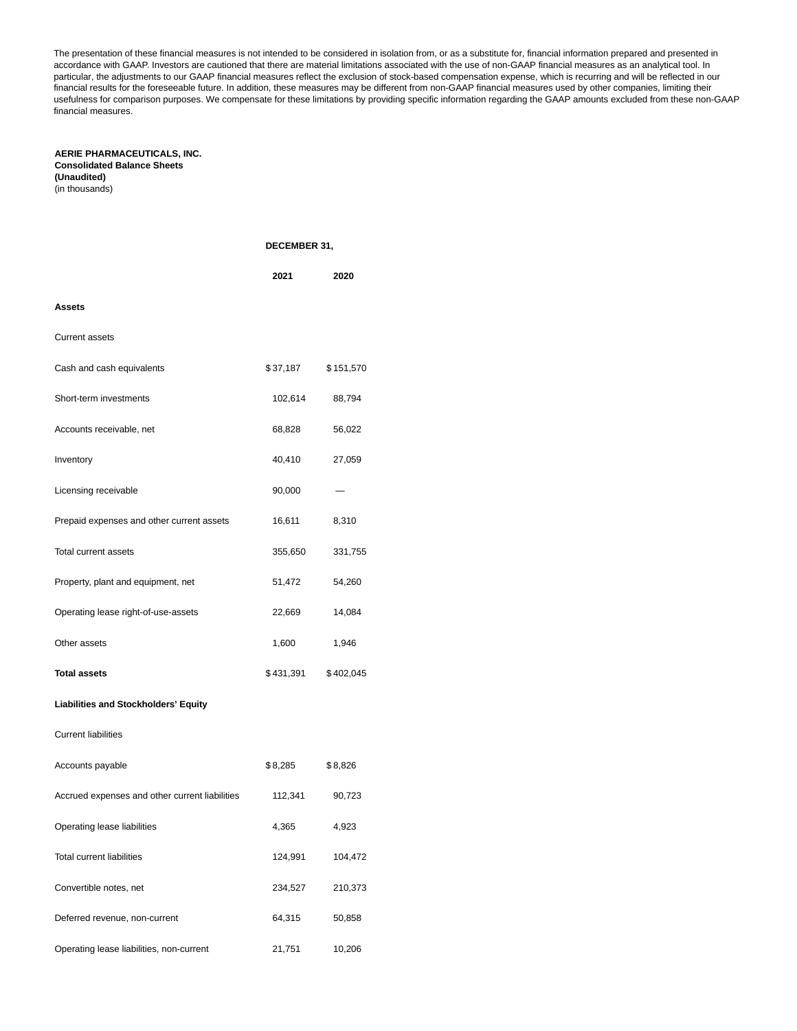The presentation of these financial measures is not intended to be considered in isolation from, or as a substitute for, financial information prepared and presented in accordance with GAAP. Investors are cautioned that there are material limitations associated with the use of non-GAAP financial measures as an analytical tool. In particular, the adjustments to our GAAP financial measures reflect the exclusion of stock-based compensation expense, which is recurring and will be reflected in our financial results for the foreseeable future. In addition, these measures may be different from non-GAAP financial measures used by other companies, limiting their usefulness for comparison purposes. We compensate for these limitations by providing specific information regarding the GAAP amounts excluded from these non-GAAP financial measures.

**AERIE PHARMACEUTICALS, INC.**
**Consolidated Balance Sheets**
**(Unaudited)**
(in thousands)

| | **DECEMBER 31,** | |
|---|---|---|
| | **2021** | **2020** |
| **Assets** | | |
| Current assets | | |
| Cash and cash equivalents | $37,187 | $151,570 |
| Short-term investments | 102,614 | 88,794 |
| Accounts receivable, net | 68,828 | 56,022 |
| Inventory | 40,410 | 27,059 |
| Licensing receivable | 90,000 | — |
| Prepaid expenses and other current assets | 16,611 | 8,310 |
| Total current assets | 355,650 | 331,755 |
| Property, plant and equipment, net | 51,472 | 54,260 |
| Operating lease right-of-use-assets | 22,669 | 14,084 |
| Other assets | 1,600 | 1,946 |
| **Total assets** | $431,391 | $402,045 |
| **Liabilities and Stockholders' Equity** | | |
| Current liabilities | | |
| Accounts payable | $8,285 | $8,826 |
| Accrued expenses and other current liabilities | 112,341 | 90,723 |
| Operating lease liabilities | 4,365 | 4,923 |
| Total current liabilities | 124,991 | 104,472 |
| Convertible notes, net | 234,527 | 210,373 |
| Deferred revenue, non-current | 64,315 | 50,858 |
| Operating lease liabilities, non-current | 21,751 | 10,206 |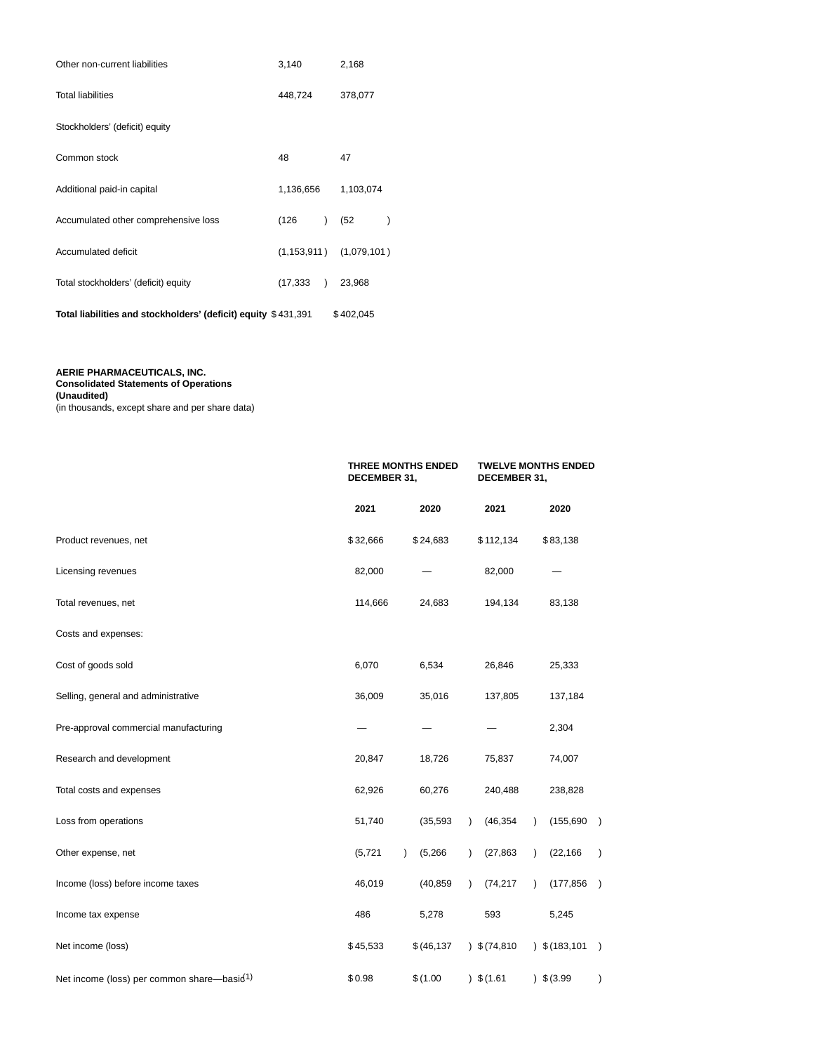| | | |
|---|---|---|
| Other non-current liabilities | 3,140 | 2,168 |
| Total liabilities | 448,724 | 378,077 |
| Stockholders' (deficit) equity | | |
| Common stock | 48 | 47 |
| Additional paid-in capital | 1,136,656 | 1,103,074 |
| Accumulated other comprehensive loss | (126) | (52) |
| Accumulated deficit | (1,153,911) | (1,079,101) |
| Total stockholders' (deficit) equity | (17,333) | 23,968 |
| **Total liabilities and stockholders' (deficit) equity** | $431,391 | $402,045 |

**AERIE PHARMACEUTICALS, INC.**
**Consolidated Statements of Operations**
**(Unaudited)**
(in thousands, except share and per share data)

| | **THREE MONTHS ENDED DECEMBER 31,** | | **TWELVE MONTHS ENDED DECEMBER 31,** | |
|---|---|---|---|---|
| | **2021** | **2020** | **2021** | **2020** |
| Product revenues, net | $32,666 | $24,683 | $112,134 | $83,138 |
| Licensing revenues | 82,000 | — | 82,000 | — |
| Total revenues, net | 114,666 | 24,683 | 194,134 | 83,138 |
| Costs and expenses: | | | | |
| Cost of goods sold | 6,070 | 6,534 | 26,846 | 25,333 |
| Selling, general and administrative | 36,009 | 35,016 | 137,805 | 137,184 |
| Pre-approval commercial manufacturing | — | — | — | 2,304 |
| Research and development | 20,847 | 18,726 | 75,837 | 74,007 |
| Total costs and expenses | 62,926 | 60,276 | 240,488 | 238,828 |
| Loss from operations | 51,740 | (35,593) | (46,354) | (155,690) |
| Other expense, net | (5,721) | (5,266) | (27,863) | (22,166) |
| Income (loss) before income taxes | 46,019 | (40,859) | (74,217) | (177,856) |
| Income tax expense | 486 | 5,278 | 593 | 5,245 |
| Net income (loss) | $45,533 | $(46,137) | $(74,810) | $(183,101) |
| Net income (loss) per common share—basic[1] | $0.98 | $(1.00) | $(1.61) | $(3.99) |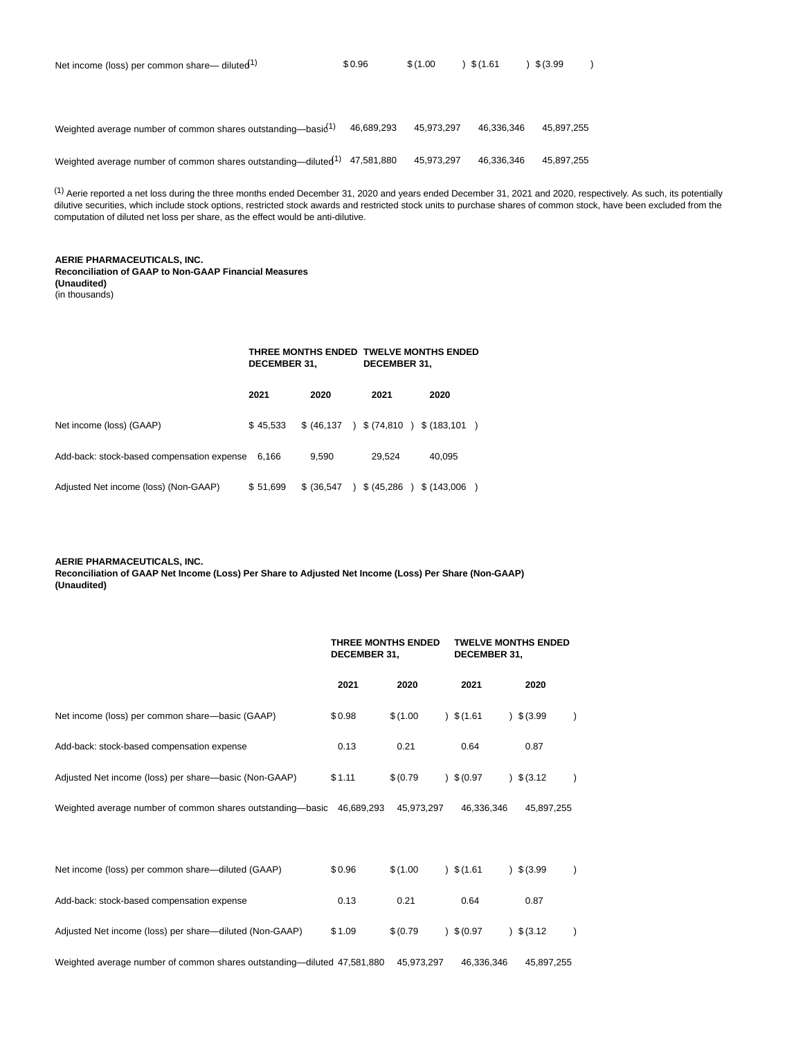| | | | | |
|---|---|---|---|---|
| Net income (loss) per common share— diluted[1] | $ 0.96 | $ (1.00 ) | $ (1.61 ) | $ (3.99 ) |
| Weighted average number of common shares outstanding—basic[1] | 46,689,293 | 45,973,297 | 46,336,346 | 45,897,255 |
| Weighted average number of common shares outstanding—diluted[1] | 47,581,880 | 45,973,297 | 46,336,346 | 45,897,255 |

[1] Aerie reported a net loss during the three months ended December 31, 2020 and years ended December 31, 2021 and 2020, respectively. As such, its potentially dilutive securities, which include stock options, restricted stock awards and restricted stock units to purchase shares of common stock, have been excluded from the computation of diluted net loss per share, as the effect would be anti-dilutive.

**AERIE PHARMACEUTICALS, INC.**
**Reconciliation of GAAP to Non-GAAP Financial Measures**
**(Unaudited)**
(in thousands)

| | **THREE MONTHS ENDED DECEMBER 31,** | | **TWELVE MONTHS ENDED DECEMBER 31,** | |
|---|---|---|---|---|
| | **2021** | **2020** | **2021** | **2020** |
| Net income (loss) (GAAP) | $ 45,533 | $ (46,137 ) | $ (74,810 ) | $ (183,101 ) |
| Add-back: stock-based compensation expense | 6,166 | 9,590 | 29,524 | 40,095 |
| Adjusted Net income (loss) (Non-GAAP) | $ 51,699 | $ (36,547 ) | $ (45,286 ) | $ (143,006 ) |

**AERIE PHARMACEUTICALS, INC.**
**Reconciliation of GAAP Net Income (Loss) Per Share to Adjusted Net Income (Loss) Per Share (Non-GAAP)**
**(Unaudited)**

| | **THREE MONTHS ENDED DECEMBER 31,** | | **TWELVE MONTHS ENDED DECEMBER 31,** | |
|---|---|---|---|---|
| | **2021** | **2020** | **2021** | **2020** |
| Net income (loss) per common share—basic (GAAP) | $ 0.98 | $ (1.00 ) | $ (1.61 ) | $ (3.99 ) |
| Add-back: stock-based compensation expense | 0.13 | 0.21 | 0.64 | 0.87 |
| Adjusted Net income (loss) per share—basic (Non-GAAP) | $ 1.11 | $ (0.79 ) | $ (0.97 ) | $ (3.12 ) |
| Weighted average number of common shares outstanding—basic | 46,689,293 | 45,973,297 | 46,336,346 | 45,897,255 |
| | | | | |
| Net income (loss) per common share—diluted (GAAP) | $ 0.96 | $ (1.00 ) | $ (1.61 ) | $ (3.99 ) |
| Add-back: stock-based compensation expense | 0.13 | 0.21 | 0.64 | 0.87 |
| Adjusted Net income (loss) per share—diluted (Non-GAAP) | $ 1.09 | $ (0.79 ) | $ (0.97 ) | $ (3.12 ) |
| Weighted average number of common shares outstanding—diluted | 47,581,880 | 45,973,297 | 46,336,346 | 45,897,255 |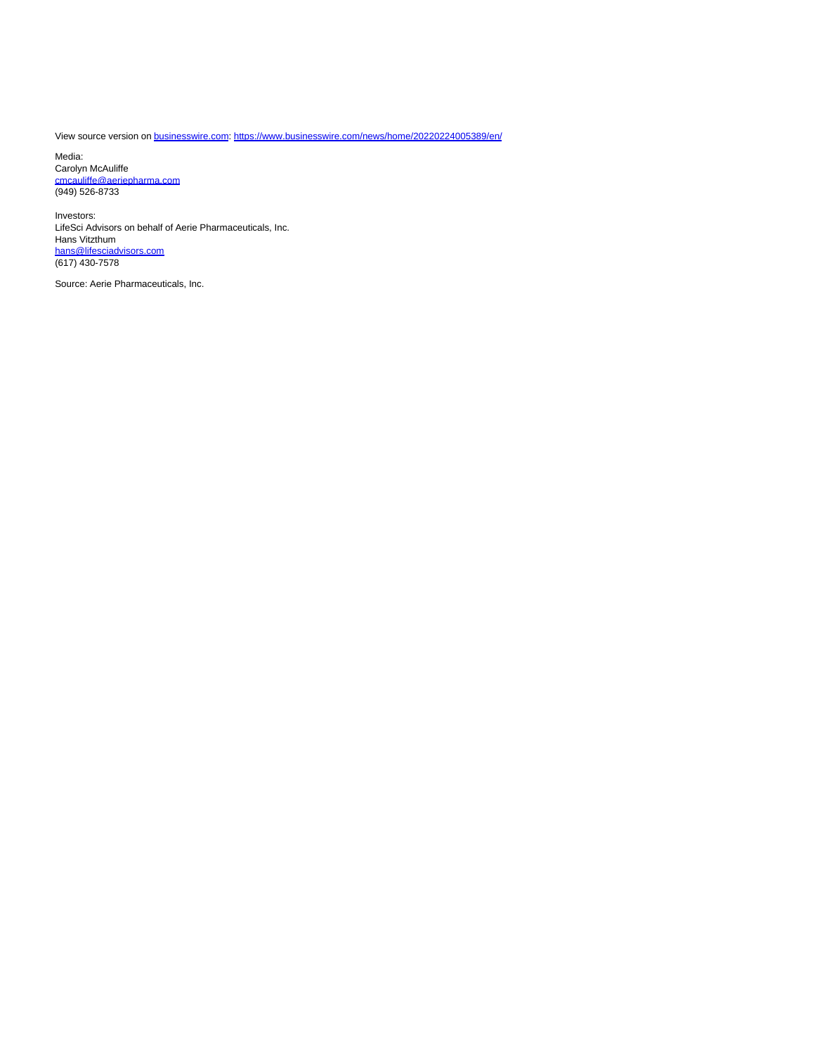View source version on businesswire.com: https://www.businesswire.com/news/home/20220224005389/en/

Media:
Carolyn McAuliffe
cmcauliffe@aeriepharma.com
(949) 526-8733

Investors:
LifeSci Advisors on behalf of Aerie Pharmaceuticals, Inc.
Hans Vitzthum
hans@lifesciadvisors.com
(617) 430-7578

Source: Aerie Pharmaceuticals, Inc.